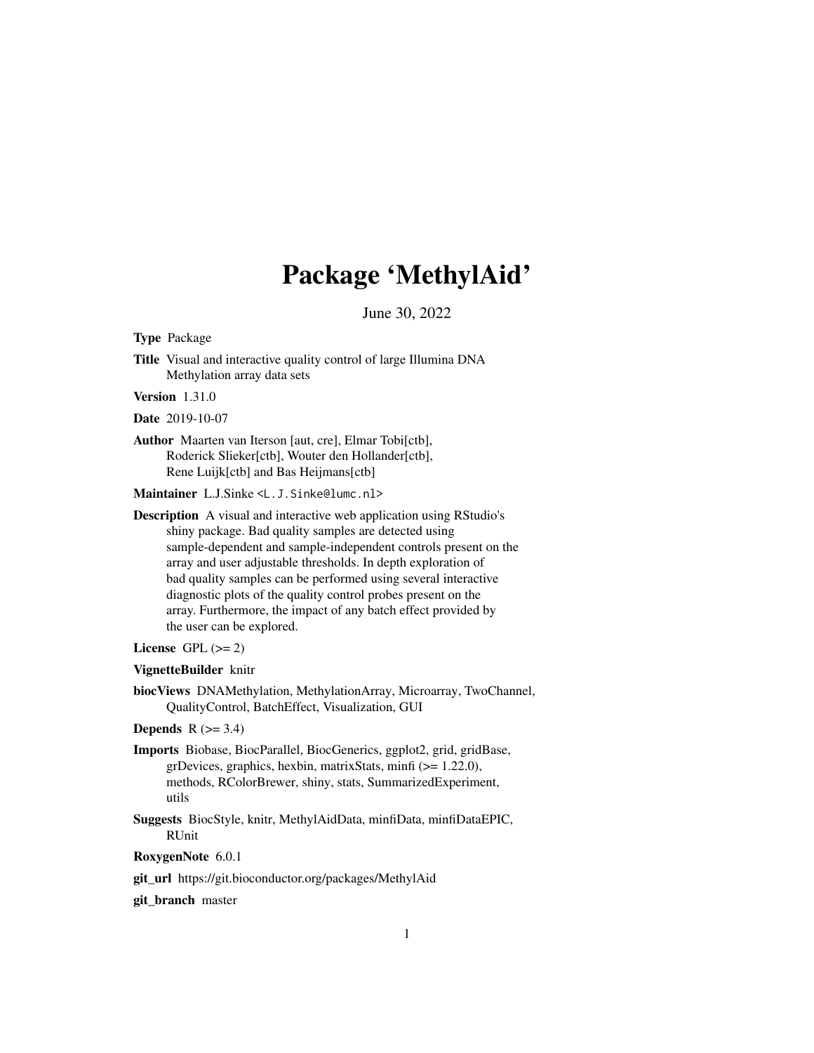# Package 'MethylAid'

June 30, 2022

**Type** Package

**Title** Visual and interactive quality control of large Illumina DNA Methylation array data sets

**Version** 1.31.0

**Date** 2019-10-07

**Author** Maarten van Iterson [aut, cre], Elmar Tobi[ctb], Roderick Slieker[ctb], Wouter den Hollander[ctb], Rene Luijk[ctb] and Bas Heijmans[ctb]

**Maintainer** L.J.Sinke <L.J.Sinke@lumc.nl>

**Description** A visual and interactive web application using RStudio's shiny package. Bad quality samples are detected using sample-dependent and sample-independent controls present on the array and user adjustable thresholds. In depth exploration of bad quality samples can be performed using several interactive diagnostic plots of the quality control probes present on the array. Furthermore, the impact of any batch effect provided by the user can be explored.

**License** GPL (>= 2)

**VignetteBuilder** knitr

**biocViews** DNAMethylation, MethylationArray, Microarray, TwoChannel, QualityControl, BatchEffect, Visualization, GUI

**Depends** R (>= 3.4)

**Imports** Biobase, BiocParallel, BiocGenerics, ggplot2, grid, gridBase, grDevices, graphics, hexbin, matrixStats, minfi (>= 1.22.0), methods, RColorBrewer, shiny, stats, SummarizedExperiment, utils

**Suggests** BiocStyle, knitr, MethylAidData, minfiData, minfiDataEPIC, RUnit

**RoxygenNote** 6.0.1

**git_url** https://git.bioconductor.org/packages/MethylAid

**git_branch** master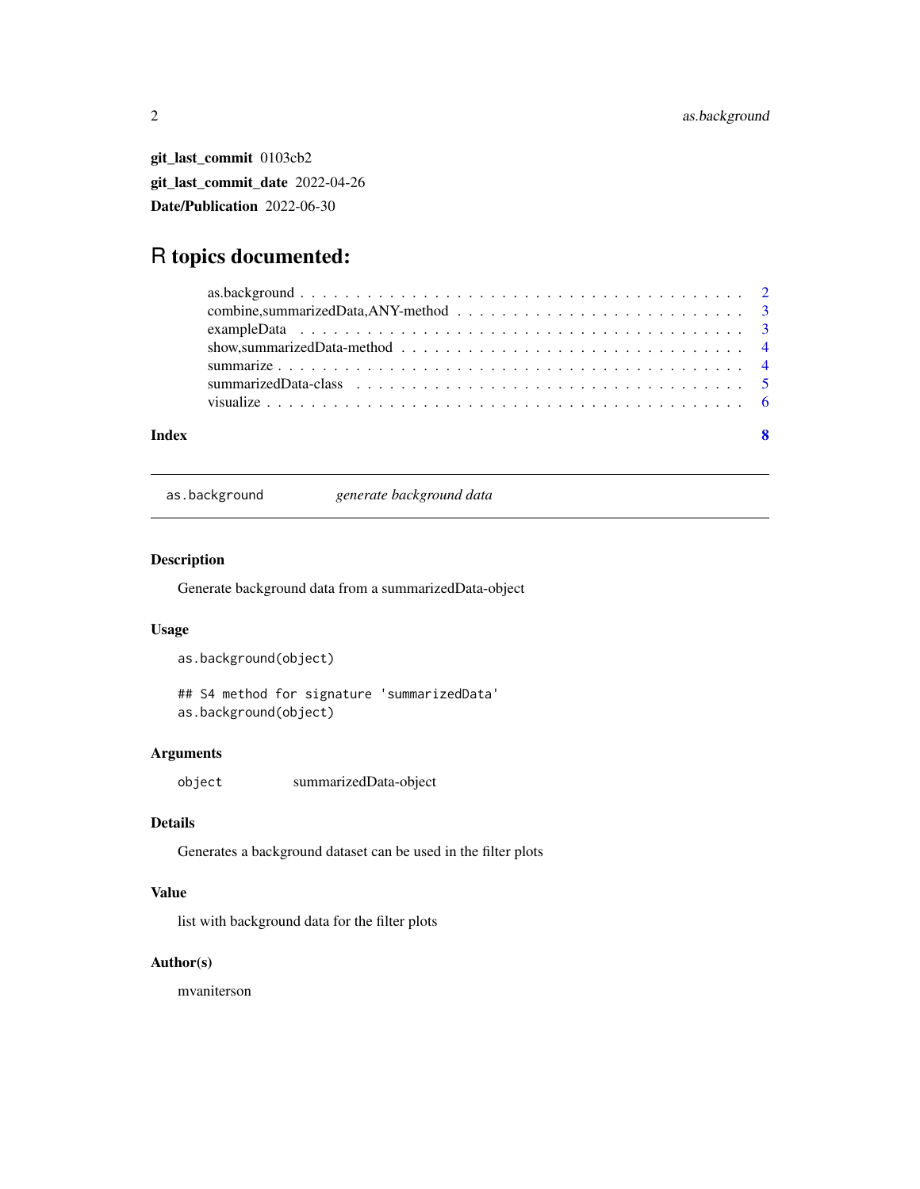**git_last_commit** 0103cb2

**git_last_commit_date** 2022-04-26

**Date/Publication** 2022-06-30

# R topics documented:

- as.background . . . . . . . . . . . . . . . . . . . . . . . . . . . . . . . . . . . . . . . . . 2
- combine,summarizedData,ANY-method . . . . . . . . . . . . . . . . . . . . . . . . . 3
- exampleData . . . . . . . . . . . . . . . . . . . . . . . . . . . . . . . . . . . . . . . . . 3
- show,summarizedData-method . . . . . . . . . . . . . . . . . . . . . . . . . . . . . . 4
- summarize . . . . . . . . . . . . . . . . . . . . . . . . . . . . . . . . . . . . . . . . . . 4
- summarizedData-class . . . . . . . . . . . . . . . . . . . . . . . . . . . . . . . . . . . 5
- visualize . . . . . . . . . . . . . . . . . . . . . . . . . . . . . . . . . . . . . . . . . . . 6

**Index** **8**

---

`as.background` *generate background data*

---

### Description

Generate background data from a summarizedData-object

### Usage

```
as.background(object)

## S4 method for signature 'summarizedData'
as.background(object)
```

### Arguments

`object` summarizedData-object

### Details

Generates a background dataset can be used in the filter plots

### Value

list with background data for the filter plots

### Author(s)

mvaniterson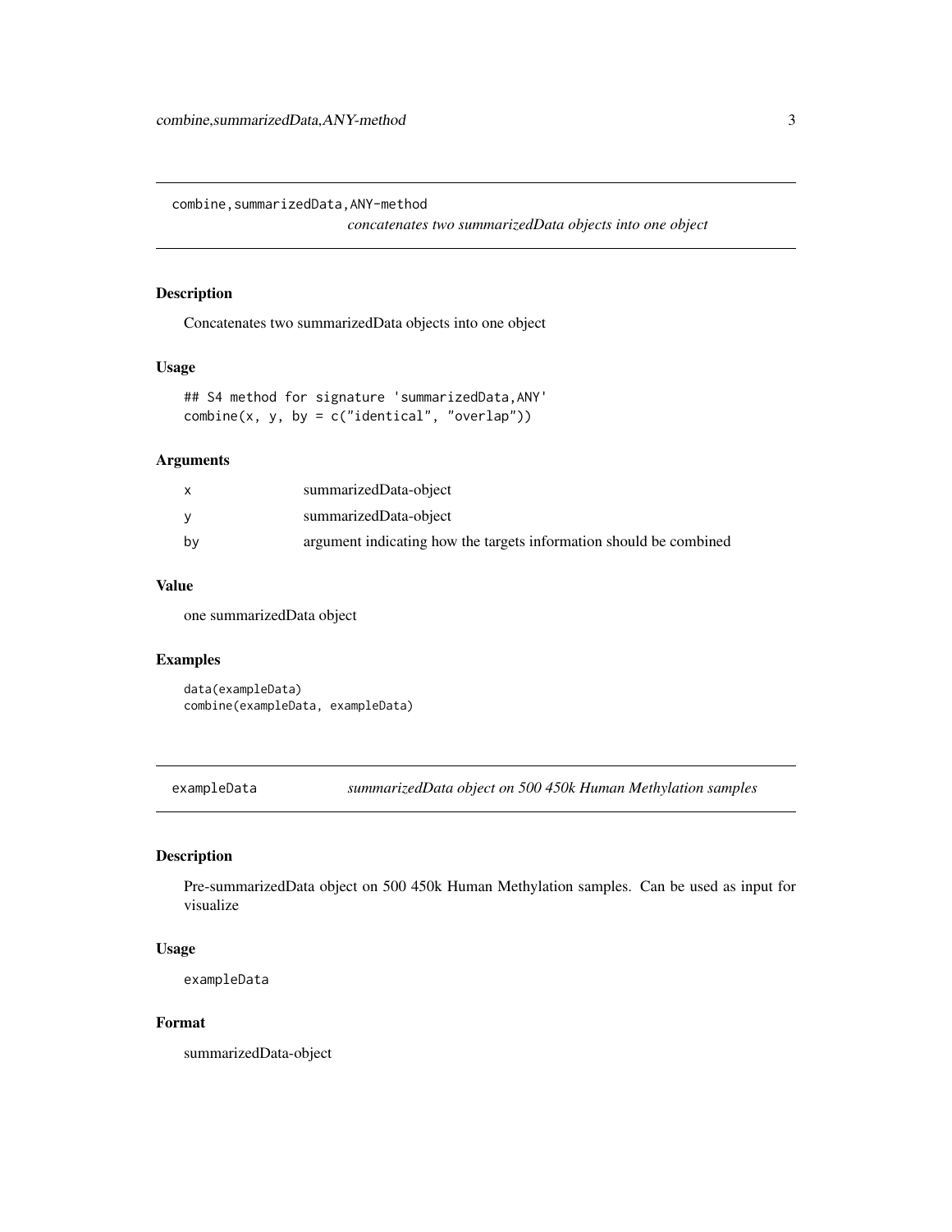## combine,summarizedData,ANY-method

*concatenates two summarizedData objects into one object*

### Description

Concatenates two summarizedData objects into one object

### Usage

```
## S4 method for signature 'summarizedData,ANY'
combine(x, y, by = c("identical", "overlap"))
```

### Arguments

| | |
|---|---|
| x | summarizedData-object |
| y | summarizedData-object |
| by | argument indicating how the targets information should be combined |

### Value

one summarizedData object

### Examples

```
data(exampleData)
combine(exampleData, exampleData)
```

## exampleData

*summarizedData object on 500 450k Human Methylation samples*

### Description

Pre-summarizedData object on 500 450k Human Methylation samples. Can be used as input for visualize

### Usage

```
exampleData
```

### Format

summarizedData-object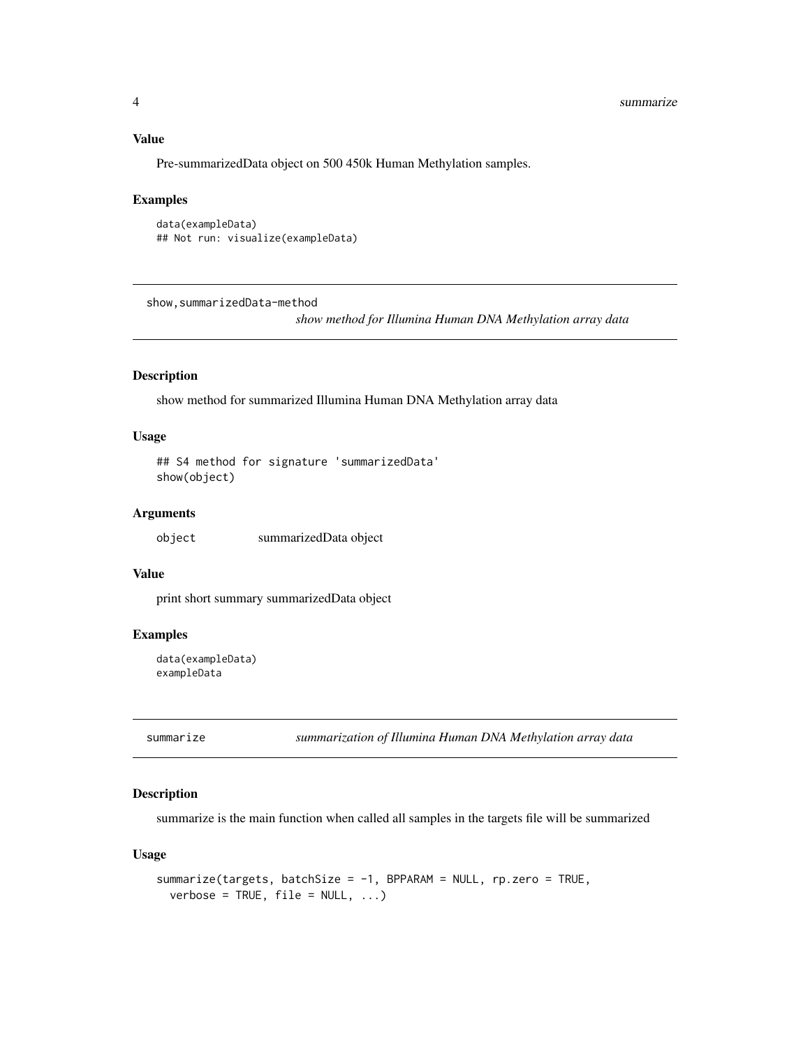### Value

Pre-summarizedData object on 500 450k Human Methylation samples.

### Examples

```
data(exampleData)
## Not run: visualize(exampleData)
```

## show,summarizedData-method

*show method for Illumina Human DNA Methylation array data*

### Description

show method for summarized Illumina Human DNA Methylation array data

### Usage

```
## S4 method for signature 'summarizedData'
show(object)
```

### Arguments

| | |
|---|---|
| object | summarizedData object |

### Value

print short summary summarizedData object

### Examples

```
data(exampleData)
exampleData
```

## summarize

*summarization of Illumina Human DNA Methylation array data*

### Description

summarize is the main function when called all samples in the targets file will be summarized

### Usage

```
summarize(targets, batchSize = -1, BPPARAM = NULL, rp.zero = TRUE,
  verbose = TRUE, file = NULL, ...)
```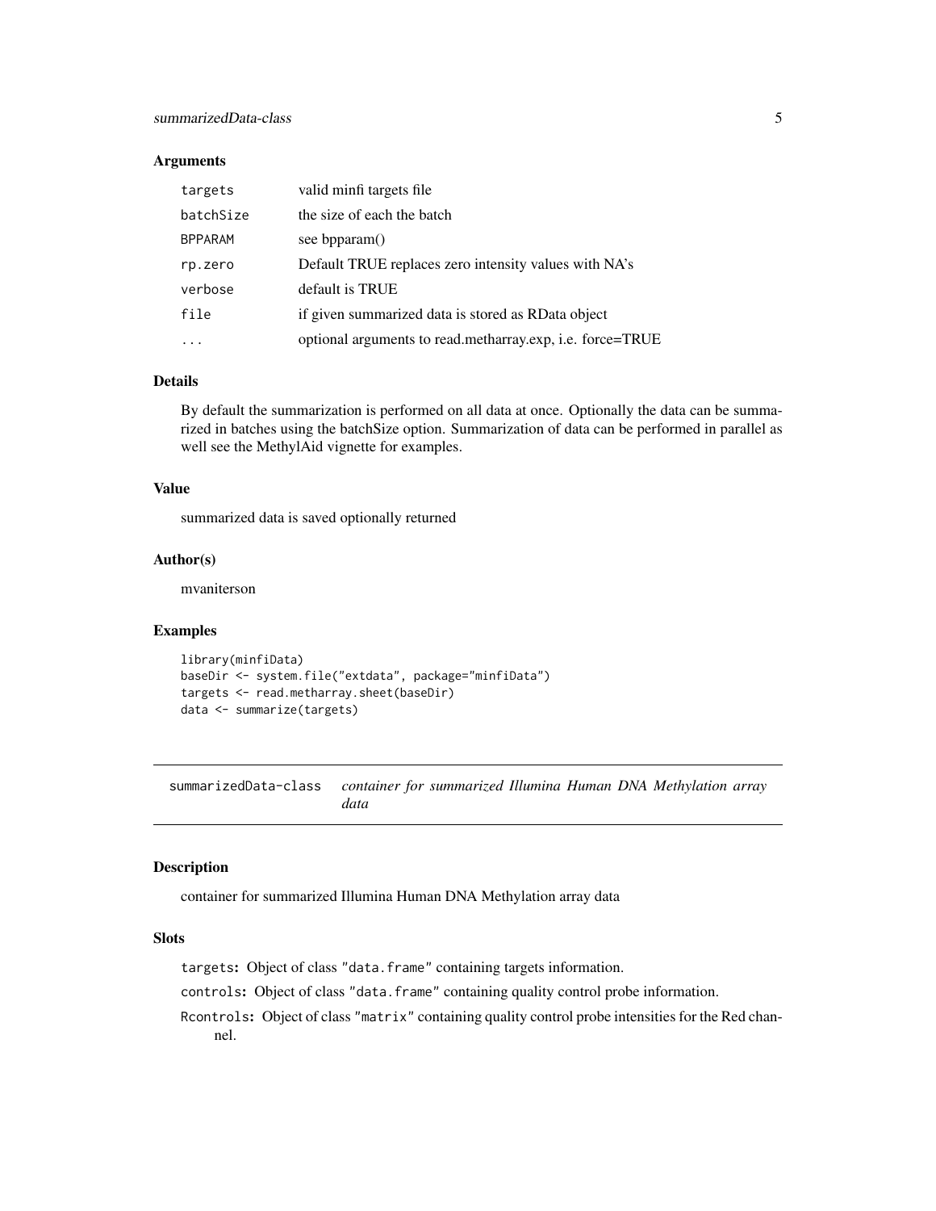### Arguments

| | |
|---|---|
| targets | valid minfi targets file |
| batchSize | the size of each the batch |
| BPPARAM | see bpparam() |
| rp.zero | Default TRUE replaces zero intensity values with NA's |
| verbose | default is TRUE |
| file | if given summarized data is stored as RData object |
| ... | optional arguments to read.metharray.exp, i.e. force=TRUE |

### Details

By default the summarization is performed on all data at once. Optionally the data can be summarized in batches using the batchSize option. Summarization of data can be performed in parallel as well see the MethylAid vignette for examples.

### Value

summarized data is saved optionally returned

### Author(s)

mvaniterson

### Examples

```
library(minfiData)
baseDir <- system.file("extdata", package="minfiData")
targets <- read.metharray.sheet(baseDir)
data <- summarize(targets)
```

---

## summarizedData-class *container for summarized Illumina Human DNA Methylation array data*

---

### Description

container for summarized Illumina Human DNA Methylation array data

### Slots

targets: Object of class "data.frame" containing targets information.

controls: Object of class "data.frame" containing quality control probe information.

Rcontrols: Object of class "matrix" containing quality control probe intensities for the Red channel.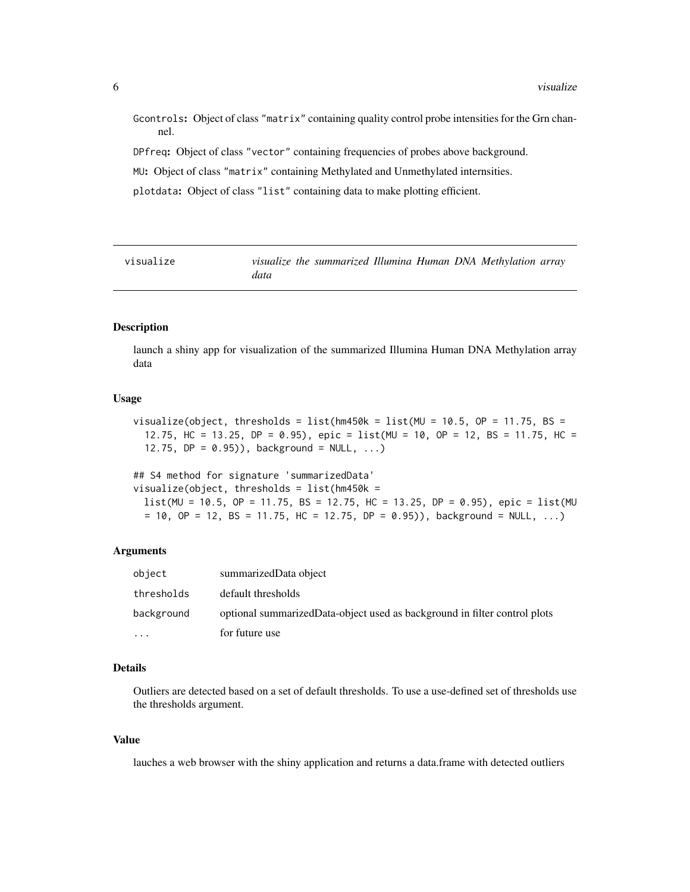Gcontrols: Object of class "matrix" containing quality control probe intensities for the Grn channel.

DPfreq: Object of class "vector" containing frequencies of probes above background.

MU: Object of class "matrix" containing Methylated and Unmethylated internsities.

plotdata: Object of class "list" containing data to make plotting efficient.

---

## visualize — *visualize the summarized Illumina Human DNA Methylation array data*

---

### Description

launch a shiny app for visualization of the summarized Illumina Human DNA Methylation array data

### Usage

```
visualize(object, thresholds = list(hm450k = list(MU = 10.5, OP = 11.75, BS =
  12.75, HC = 13.25, DP = 0.95), epic = list(MU = 10, OP = 12, BS = 11.75, HC =
  12.75, DP = 0.95)), background = NULL, ...)

## S4 method for signature 'summarizedData'
visualize(object, thresholds = list(hm450k =
  list(MU = 10.5, OP = 11.75, BS = 12.75, HC = 13.25, DP = 0.95), epic = list(MU
  = 10, OP = 12, BS = 11.75, HC = 12.75, DP = 0.95)), background = NULL, ...)
```

### Arguments

| | |
|---|---|
| object | summarizedData object |
| thresholds | default thresholds |
| background | optional summarizedData-object used as background in filter control plots |
| ... | for future use |

### Details

Outliers are detected based on a set of default thresholds. To use a use-defined set of thresholds use the thresholds argument.

### Value

lauches a web browser with the shiny application and returns a data.frame with detected outliers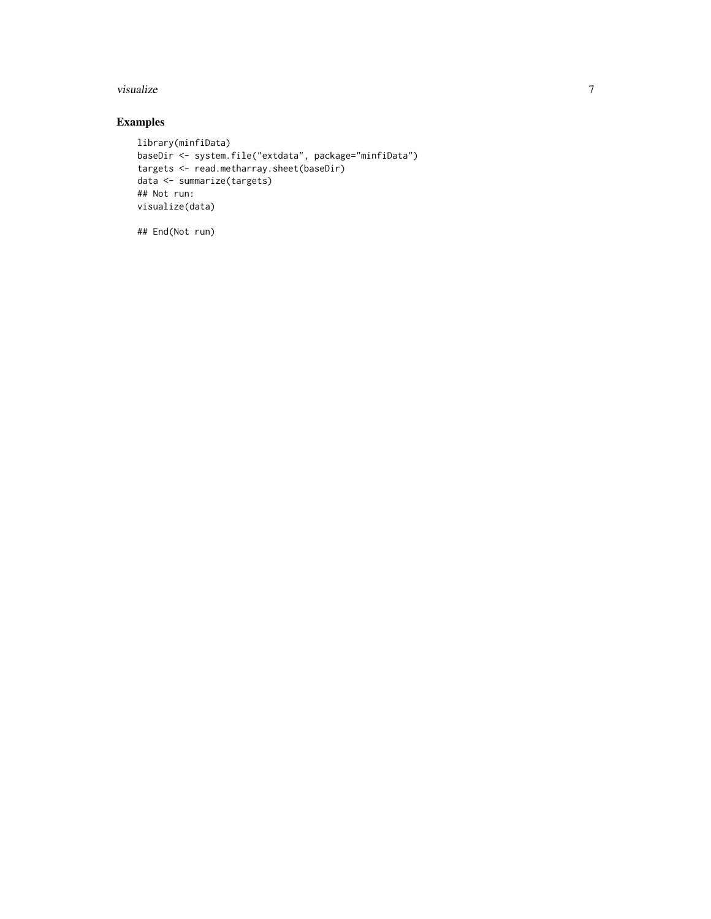## Examples

```
library(minfiData)
baseDir <- system.file("extdata", package="minfiData")
targets <- read.metharray.sheet(baseDir)
data <- summarize(targets)
## Not run:
visualize(data)

## End(Not run)
```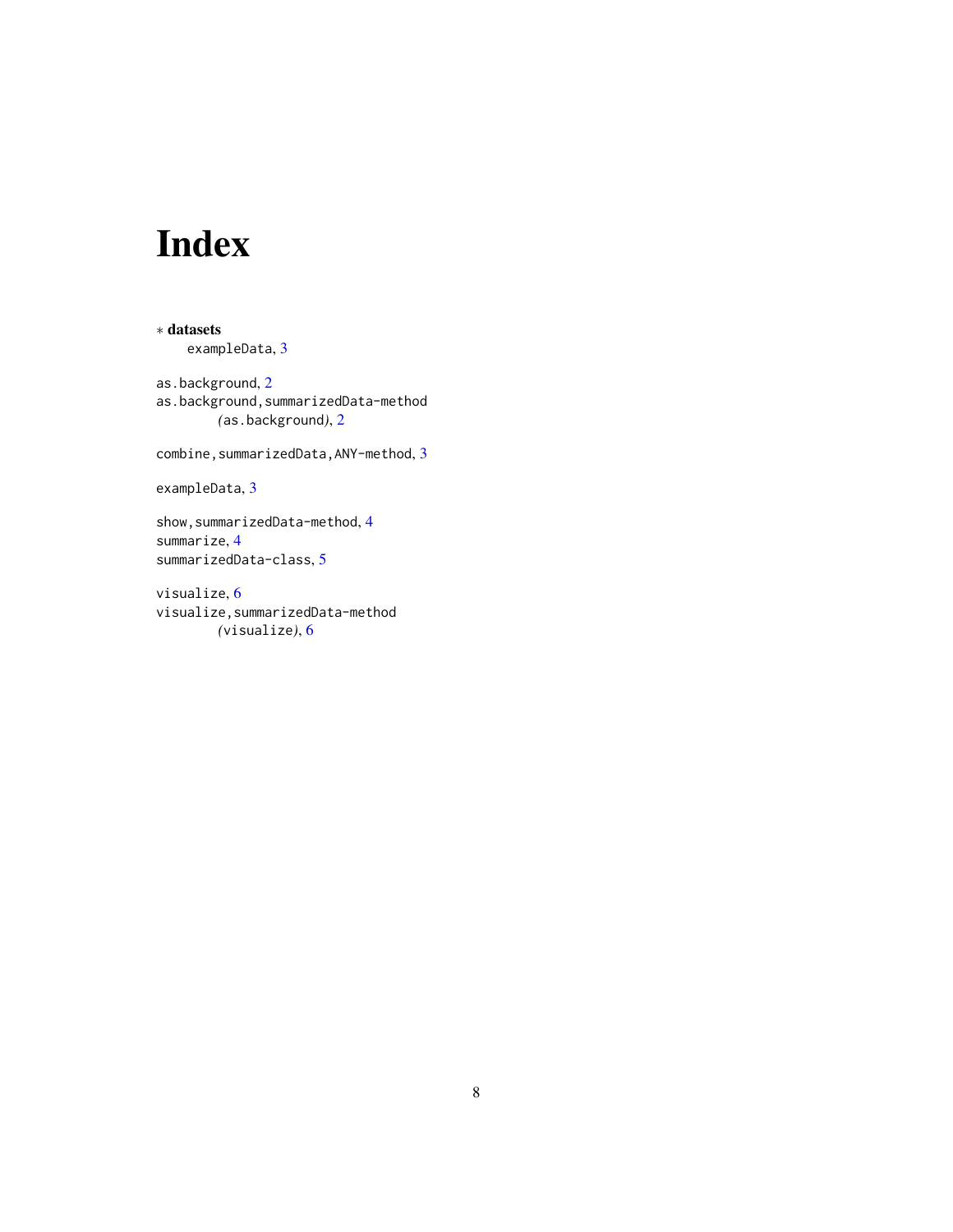# Index

∗ **datasets**
    exampleData, 3

as.background, 2
as.background,summarizedData-method
        *(*as.background*)*, 2

combine,summarizedData,ANY-method, 3

exampleData, 3

show,summarizedData-method, 4
summarize, 4
summarizedData-class, 5

visualize, 6
visualize,summarizedData-method
        *(*visualize*)*, 6